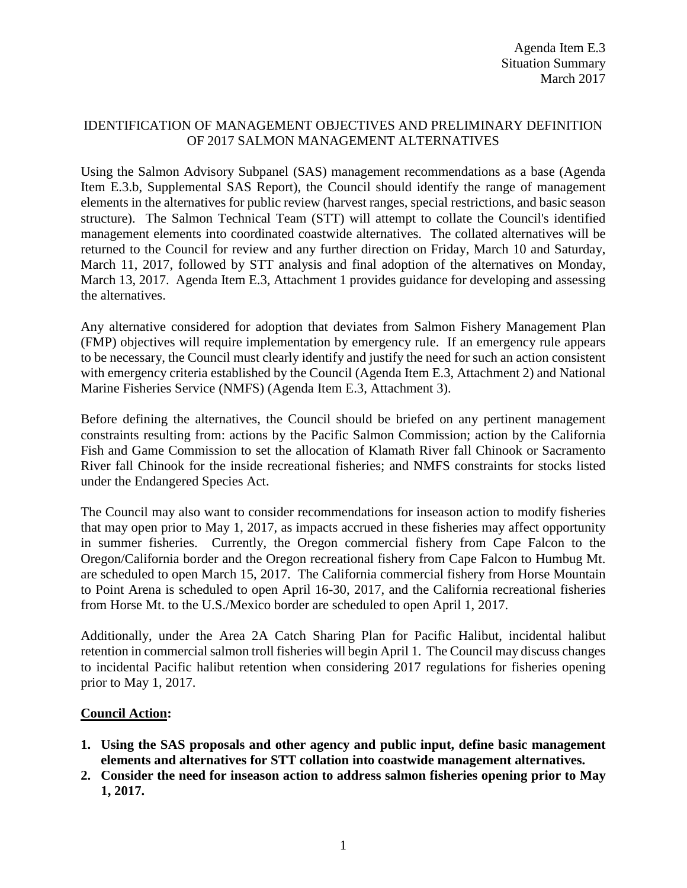Agenda Item E.3
Situation Summary
March 2017

# IDENTIFICATION OF MANAGEMENT OBJECTIVES AND PRELIMINARY DEFINITION OF 2017 SALMON MANAGEMENT ALTERNATIVES

Using the Salmon Advisory Subpanel (SAS) management recommendations as a base (Agenda Item E.3.b, Supplemental SAS Report), the Council should identify the range of management elements in the alternatives for public review (harvest ranges, special restrictions, and basic season structure). The Salmon Technical Team (STT) will attempt to collate the Council's identified management elements into coordinated coastwide alternatives. The collated alternatives will be returned to the Council for review and any further direction on Friday, March 10 and Saturday, March 11, 2017, followed by STT analysis and final adoption of the alternatives on Monday, March 13, 2017. Agenda Item E.3, Attachment 1 provides guidance for developing and assessing the alternatives.

Any alternative considered for adoption that deviates from Salmon Fishery Management Plan (FMP) objectives will require implementation by emergency rule. If an emergency rule appears to be necessary, the Council must clearly identify and justify the need for such an action consistent with emergency criteria established by the Council (Agenda Item E.3, Attachment 2) and National Marine Fisheries Service (NMFS) (Agenda Item E.3, Attachment 3).

Before defining the alternatives, the Council should be briefed on any pertinent management constraints resulting from: actions by the Pacific Salmon Commission; action by the California Fish and Game Commission to set the allocation of Klamath River fall Chinook or Sacramento River fall Chinook for the inside recreational fisheries; and NMFS constraints for stocks listed under the Endangered Species Act.

The Council may also want to consider recommendations for inseason action to modify fisheries that may open prior to May 1, 2017, as impacts accrued in these fisheries may affect opportunity in summer fisheries. Currently, the Oregon commercial fishery from Cape Falcon to the Oregon/California border and the Oregon recreational fishery from Cape Falcon to Humbug Mt. are scheduled to open March 15, 2017. The California commercial fishery from Horse Mountain to Point Arena is scheduled to open April 16-30, 2017, and the California recreational fisheries from Horse Mt. to the U.S./Mexico border are scheduled to open April 1, 2017.

Additionally, under the Area 2A Catch Sharing Plan for Pacific Halibut, incidental halibut retention in commercial salmon troll fisheries will begin April 1. The Council may discuss changes to incidental Pacific halibut retention when considering 2017 regulations for fisheries opening prior to May 1, 2017.

**Council Action:**

1. **Using the SAS proposals and other agency and public input, define basic management elements and alternatives for STT collation into coastwide management alternatives.**
2. **Consider the need for inseason action to address salmon fisheries opening prior to May 1, 2017.**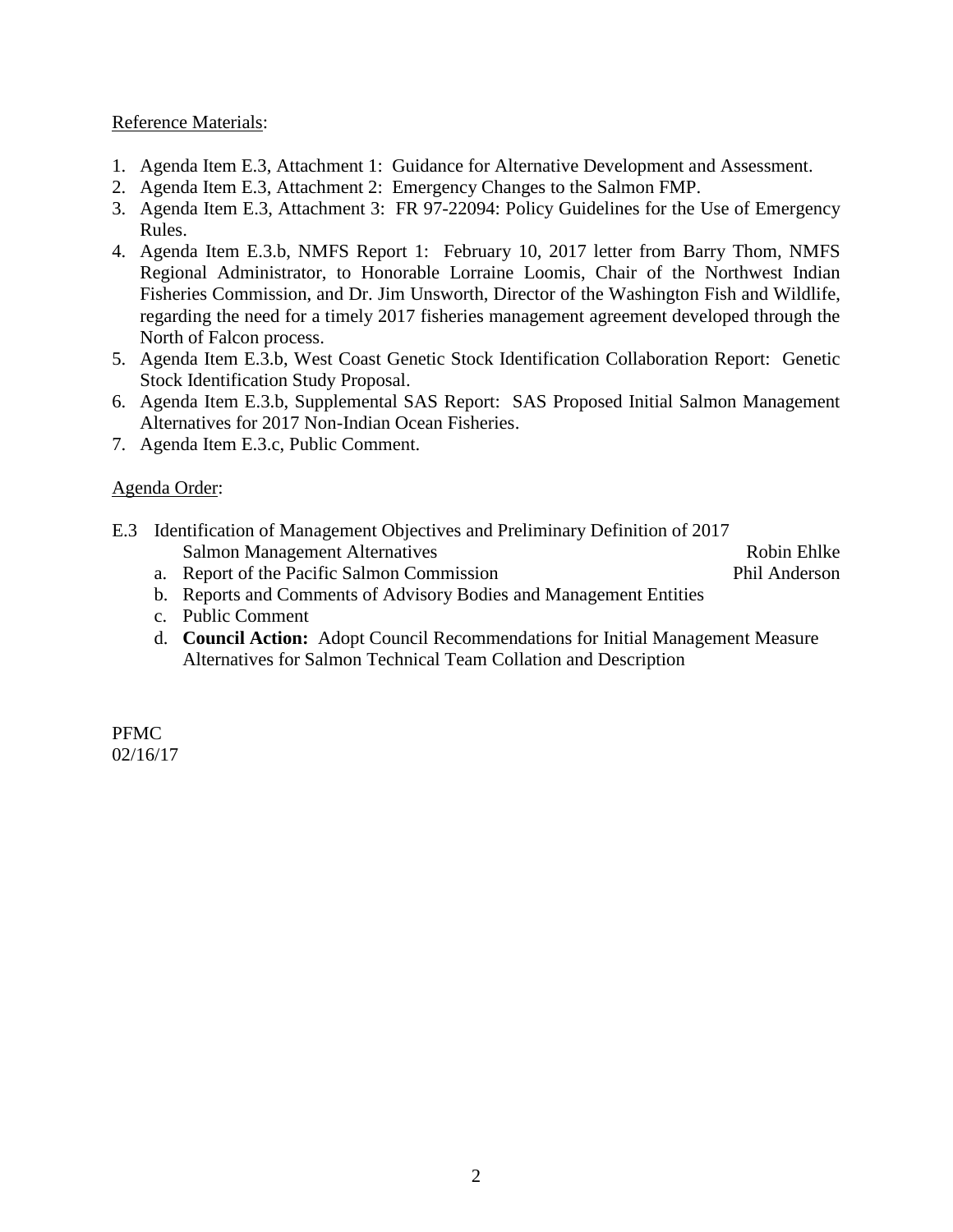Reference Materials:

1. Agenda Item E.3, Attachment 1: Guidance for Alternative Development and Assessment.
2. Agenda Item E.3, Attachment 2: Emergency Changes to the Salmon FMP.
3. Agenda Item E.3, Attachment 3: FR 97-22094: Policy Guidelines for the Use of Emergency Rules.
4. Agenda Item E.3.b, NMFS Report 1: February 10, 2017 letter from Barry Thom, NMFS Regional Administrator, to Honorable Lorraine Loomis, Chair of the Northwest Indian Fisheries Commission, and Dr. Jim Unsworth, Director of the Washington Fish and Wildlife, regarding the need for a timely 2017 fisheries management agreement developed through the North of Falcon process.
5. Agenda Item E.3.b, West Coast Genetic Stock Identification Collaboration Report: Genetic Stock Identification Study Proposal.
6. Agenda Item E.3.b, Supplemental SAS Report: SAS Proposed Initial Salmon Management Alternatives for 2017 Non-Indian Ocean Fisheries.
7. Agenda Item E.3.c, Public Comment.

Agenda Order:

E.3 Identification of Management Objectives and Preliminary Definition of 2017 Salmon Management Alternatives — Robin Ehlke

a. Report of the Pacific Salmon Commission — Phil Anderson
b. Reports and Comments of Advisory Bodies and Management Entities
c. Public Comment
d. **Council Action:** Adopt Council Recommendations for Initial Management Measure Alternatives for Salmon Technical Team Collation and Description

PFMC
02/16/17